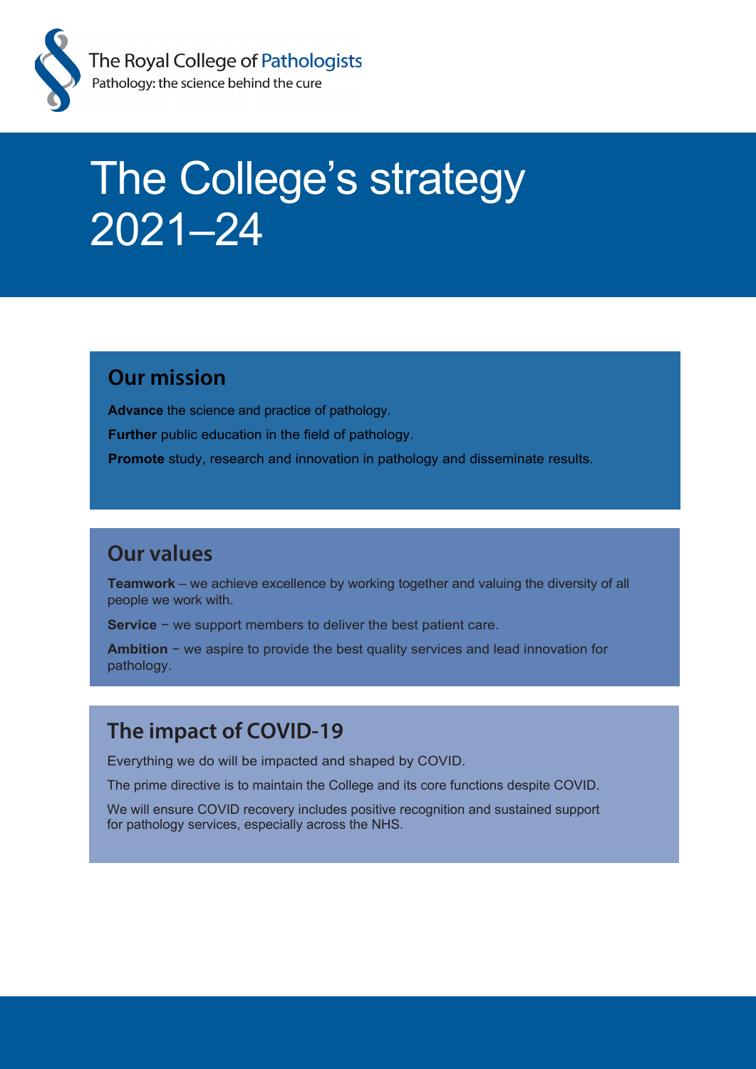The Royal College of Pathologists
Pathology: the science behind the cure

# The College's strategy 2021–24

## Our mission

**Advance** the science and practice of pathology.

**Further** public education in the field of pathology.

**Promote** study, research and innovation in pathology and disseminate results.

## Our values

**Teamwork** – we achieve excellence by working together and valuing the diversity of all people we work with.

**Service** − we support members to deliver the best patient care.

**Ambition** − we aspire to provide the best quality services and lead innovation for pathology.

## The impact of COVID-19

Everything we do will be impacted and shaped by COVID.

The prime directive is to maintain the College and its core functions despite COVID.

We will ensure COVID recovery includes positive recognition and sustained support for pathology services, especially across the NHS.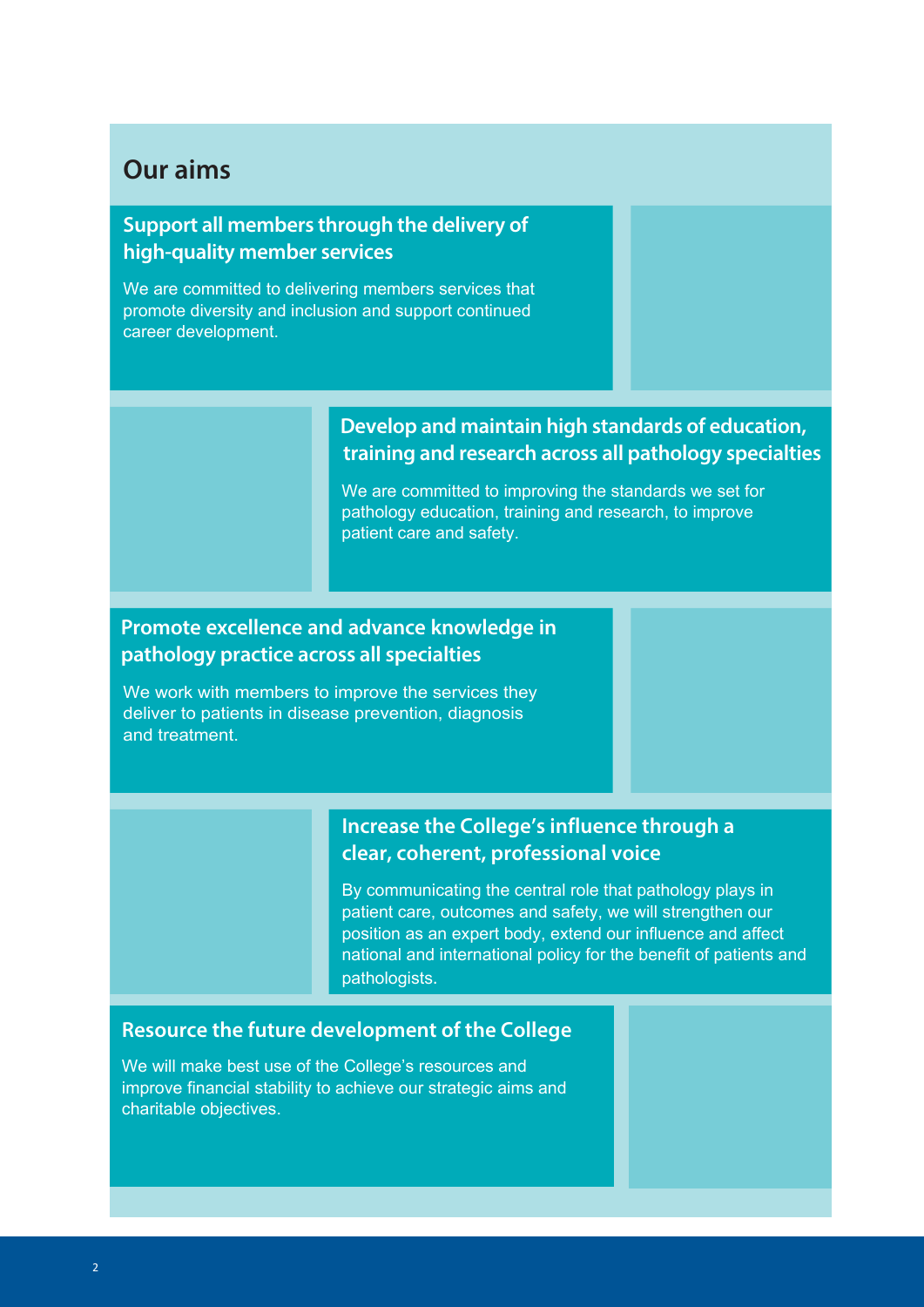## Our aims

### Support all members through the delivery of high-quality member services

We are committed to delivering members services that promote diversity and inclusion and support continued career development.

### Develop and maintain high standards of education, training and research across all pathology specialties

We are committed to improving the standards we set for pathology education, training and research, to improve patient care and safety.

### Promote excellence and advance knowledge in pathology practice across all specialties

We work with members to improve the services they deliver to patients in disease prevention, diagnosis and treatment.

### Increase the College's influence through a clear, coherent, professional voice

By communicating the central role that pathology plays in patient care, outcomes and safety, we will strengthen our position as an expert body, extend our influence and affect national and international policy for the benefit of patients and pathologists.

### Resource the future development of the College

We will make best use of the College's resources and improve financial stability to achieve our strategic aims and charitable objectives.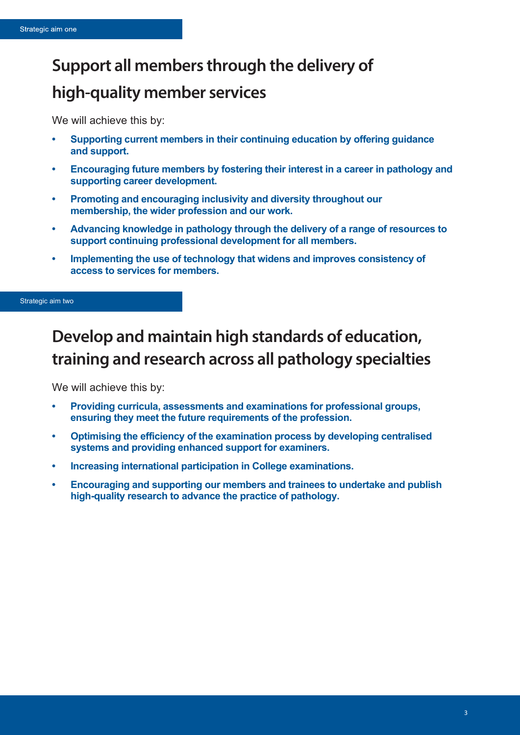Strategic aim one

## Support all members through the delivery of high-quality member services

We will achieve this by:

- **Supporting current members in their continuing education by offering guidance and support.**
- **Encouraging future members by fostering their interest in a career in pathology and supporting career development.**
- **Promoting and encouraging inclusivity and diversity throughout our membership, the wider profession and our work.**
- **Advancing knowledge in pathology through the delivery of a range of resources to support continuing professional development for all members.**
- **Implementing the use of technology that widens and improves consistency of access to services for members.**

Strategic aim two

## Develop and maintain high standards of education, training and research across all pathology specialties

We will achieve this by:

- **Providing curricula, assessments and examinations for professional groups, ensuring they meet the future requirements of the profession.**
- **Optimising the efficiency of the examination process by developing centralised systems and providing enhanced support for examiners.**
- **Increasing international participation in College examinations.**
- **Encouraging and supporting our members and trainees to undertake and publish high-quality research to advance the practice of pathology.**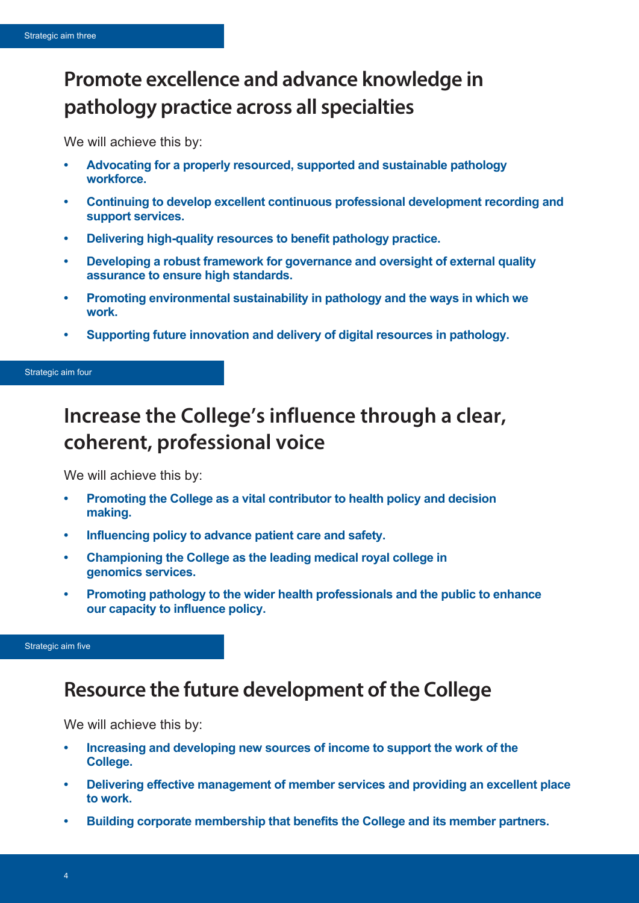Strategic aim three

## Promote excellence and advance knowledge in pathology practice across all specialties

We will achieve this by:

- **Advocating for a properly resourced, supported and sustainable pathology workforce.**
- **Continuing to develop excellent continuous professional development recording and support services.**
- **Delivering high-quality resources to benefit pathology practice.**
- **Developing a robust framework for governance and oversight of external quality assurance to ensure high standards.**
- **Promoting environmental sustainability in pathology and the ways in which we work.**
- **Supporting future innovation and delivery of digital resources in pathology.**

Strategic aim four

## Increase the College's influence through a clear, coherent, professional voice

We will achieve this by:

- **Promoting the College as a vital contributor to health policy and decision making.**
- **Influencing policy to advance patient care and safety.**
- **Championing the College as the leading medical royal college in genomics services.**
- **Promoting pathology to the wider health professionals and the public to enhance our capacity to influence policy.**

Strategic aim five

## Resource the future development of the College

We will achieve this by:

- **Increasing and developing new sources of income to support the work of the College.**
- **Delivering effective management of member services and providing an excellent place to work.**
- **Building corporate membership that benefits the College and its member partners.**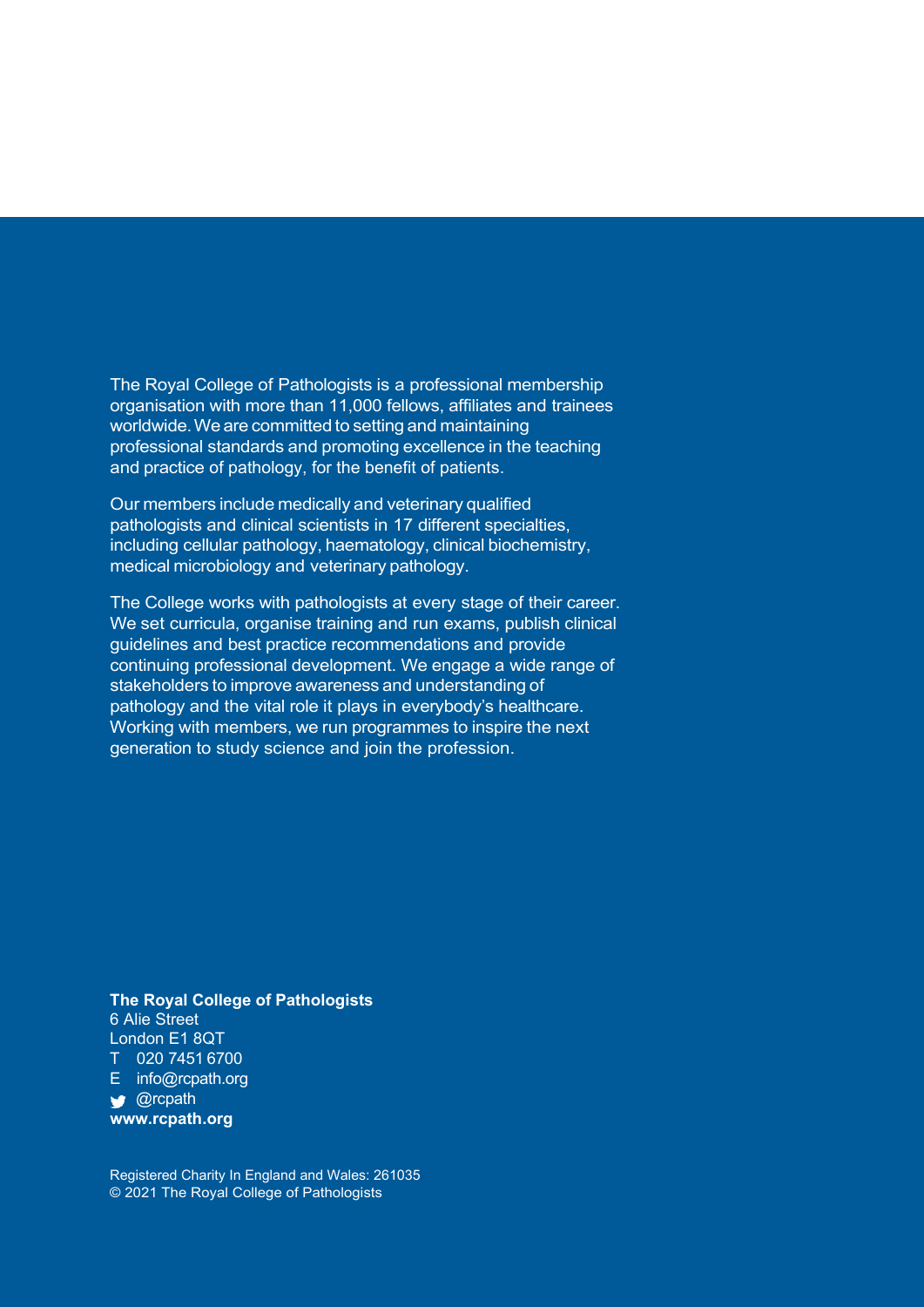The Royal College of Pathologists is a professional membership organisation with more than 11,000 fellows, affiliates and trainees worldwide. We are committed to setting and maintaining professional standards and promoting excellence in the teaching and practice of pathology, for the benefit of patients.

Our members include medically and veterinary qualified pathologists and clinical scientists in 17 different specialties, including cellular pathology, haematology, clinical biochemistry, medical microbiology and veterinary pathology.

The College works with pathologists at every stage of their career. We set curricula, organise training and run exams, publish clinical guidelines and best practice recommendations and provide continuing professional development. We engage a wide range of stakeholders to improve awareness and understanding of pathology and the vital role it plays in everybody's healthcare. Working with members, we run programmes to inspire the next generation to study science and join the profession.

**The Royal College of Pathologists**
6 Alie Street
London E1 8QT
T 020 7451 6700
E info@rcpath.org
@rcpath
**www.rcpath.org**

Registered Charity In England and Wales: 261035
© 2021 The Royal College of Pathologists